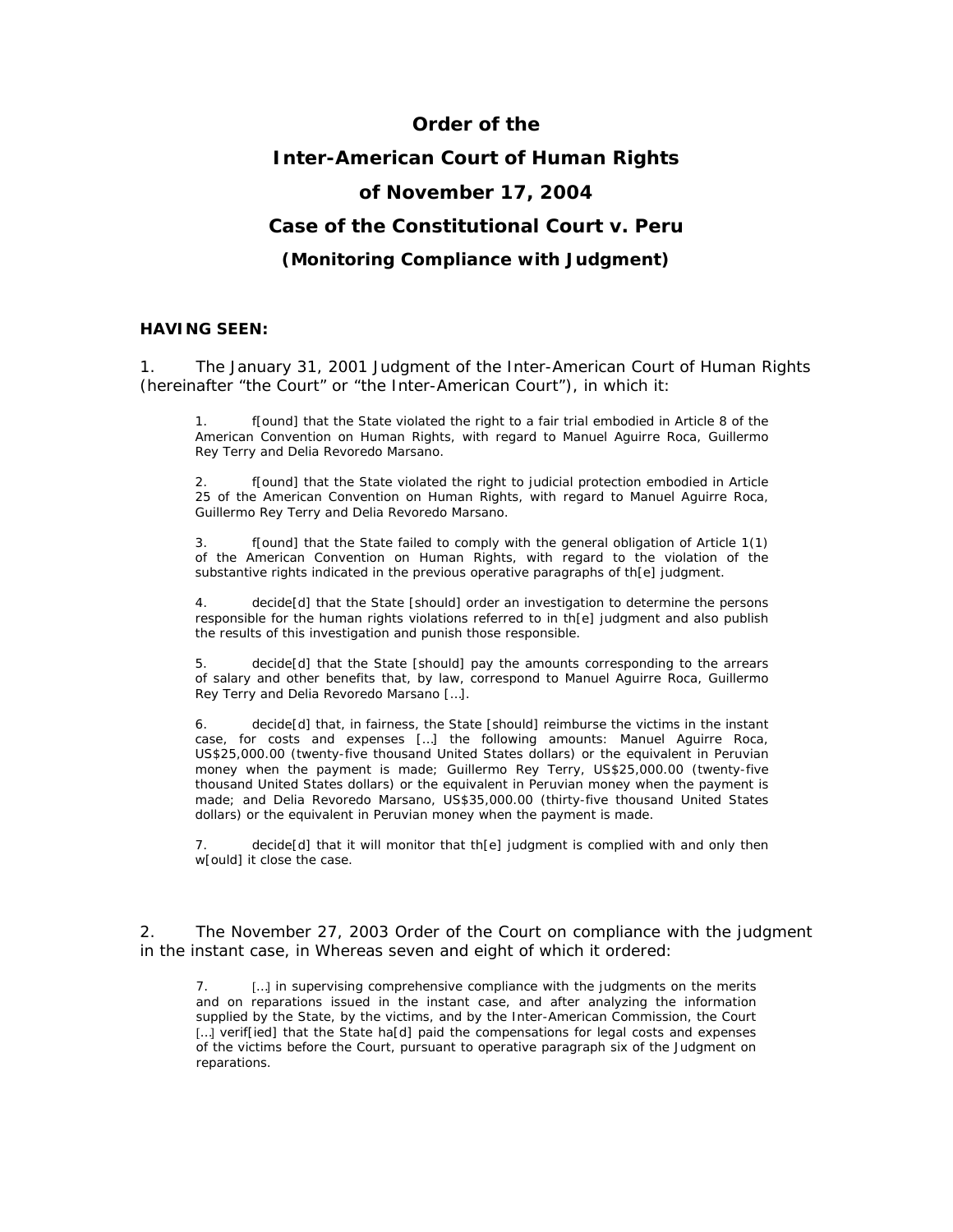# Order of the Inter-American Court of Human Rights of November 17, 2004

## Case of the Constitutional Court v. Peru

### (Monitoring Compliance with Judgment)

**HAVING SEEN:**

1. The January 31, 2001 Judgment of the Inter-American Court of Human Rights (hereinafter "the Court" or "the Inter-American Court"), in which it:

> 1. f[ound] that the State violated the right to a fair trial embodied in Article 8 of the American Convention on Human Rights, with regard to Manuel Aguirre Roca, Guillermo Rey Terry and Delia Revoredo Marsano.
>
> 2. f[ound] that the State violated the right to judicial protection embodied in Article 25 of the American Convention on Human Rights, with regard to Manuel Aguirre Roca, Guillermo Rey Terry and Delia Revoredo Marsano.
>
> 3. f[ound] that the State failed to comply with the general obligation of Article 1(1) of the American Convention on Human Rights, with regard to the violation of the substantive rights indicated in the previous operative paragraphs of th[e] judgment.
>
> 4. decide[d] that the State [should] order an investigation to determine the persons responsible for the human rights violations referred to in th[e] judgment and also publish the results of this investigation and punish those responsible.
>
> 5. decide[d] that the State [should] pay the amounts corresponding to the arrears of salary and other benefits that, by law, correspond to Manuel Aguirre Roca, Guillermo Rey Terry and Delia Revoredo Marsano […].
>
> 6. decide[d] that, in fairness, the State [should] reimburse the victims in the instant case, for costs and expenses […] the following amounts: Manuel Aguirre Roca, US$25,000.00 (twenty-five thousand United States dollars) or the equivalent in Peruvian money when the payment is made; Guillermo Rey Terry, US$25,000.00 (twenty-five thousand United States dollars) or the equivalent in Peruvian money when the payment is made; and Delia Revoredo Marsano, US$35,000.00 (thirty-five thousand United States dollars) or the equivalent in Peruvian money when the payment is made.
>
> 7. decide[d] that it will monitor that th[e] judgment is complied with and only then w[ould] it close the case.

2. The November 27, 2003 Order of the Court on compliance with the judgment in the instant case, in Whereas seven and eight of which it ordered:

> 7. […] in supervising comprehensive compliance with the judgments on the merits and on reparations issued in the instant case, and after analyzing the information supplied by the State, by the victims, and by the Inter-American Commission, the Court […] verif[ied] that the State ha[d] paid the compensations for legal costs and expenses of the victims before the Court, pursuant to operative paragraph six of the Judgment on reparations.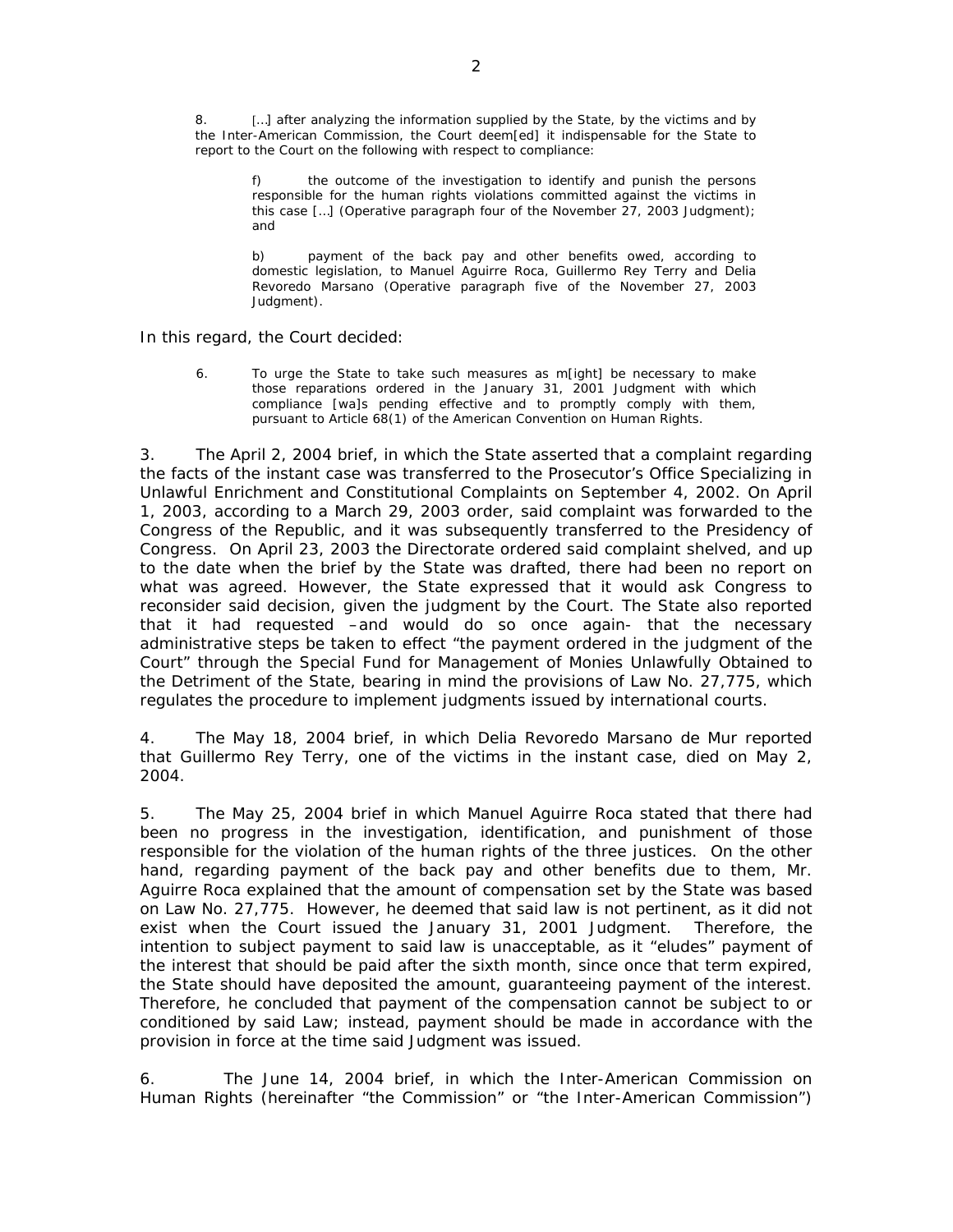> 8. […] after analyzing the information supplied by the State, by the victims and by the Inter-American Commission, the Court deem[ed] it indispensable for the State to report to the Court on the following with respect to compliance:
>
> > f) the outcome of the investigation to identify and punish the persons responsible for the human rights violations committed against the victims in this case […] (Operative paragraph four of the November 27, 2003 Judgment); and
> >
> > b) payment of the back pay and other benefits owed, according to domestic legislation, to Manuel Aguirre Roca, Guillermo Rey Terry and Delia Revoredo Marsano (Operative paragraph five of the November 27, 2003 Judgment).

In this regard, the Court decided:

> 6. To urge the State to take such measures as m[ight] be necessary to make those reparations ordered in the January 31, 2001 Judgment with which compliance [wa]s pending effective and to promptly comply with them, pursuant to Article 68(1) of the American Convention on Human Rights.

3. The April 2, 2004 brief, in which the State asserted that a complaint regarding the facts of the instant case was transferred to the Prosecutor's Office Specializing in Unlawful Enrichment and Constitutional Complaints on September 4, 2002. On April 1, 2003, according to a March 29, 2003 order, said complaint was forwarded to the Congress of the Republic, and it was subsequently transferred to the Presidency of Congress. On April 23, 2003 the Directorate ordered said complaint shelved, and up to the date when the brief by the State was drafted, there had been no report on what was agreed. However, the State expressed that it would ask Congress to reconsider said decision, given the judgment by the Court. The State also reported that it had requested –and would do so once again- that the necessary administrative steps be taken to effect "the payment ordered in the judgment of the Court" through the Special Fund for Management of Monies Unlawfully Obtained to the Detriment of the State, bearing in mind the provisions of Law No. 27,775, which regulates the procedure to implement judgments issued by international courts.

4. The May 18, 2004 brief, in which Delia Revoredo Marsano de Mur reported that Guillermo Rey Terry, one of the victims in the instant case, died on May 2, 2004.

5. The May 25, 2004 brief in which Manuel Aguirre Roca stated that there had been no progress in the investigation, identification, and punishment of those responsible for the violation of the human rights of the three justices. On the other hand, regarding payment of the back pay and other benefits due to them, Mr. Aguirre Roca explained that the amount of compensation set by the State was based on Law No. 27,775. However, he deemed that said law is not pertinent, as it did not exist when the Court issued the January 31, 2001 Judgment. Therefore, the intention to subject payment to said law is unacceptable, as it "eludes" payment of the interest that should be paid after the sixth month, since once that term expired, the State should have deposited the amount, guaranteeing payment of the interest. Therefore, he concluded that payment of the compensation cannot be subject to or conditioned by said Law; instead, payment should be made in accordance with the provision in force at the time said Judgment was issued.

6. The June 14, 2004 brief, in which the Inter-American Commission on Human Rights (hereinafter "the Commission" or "the Inter-American Commission")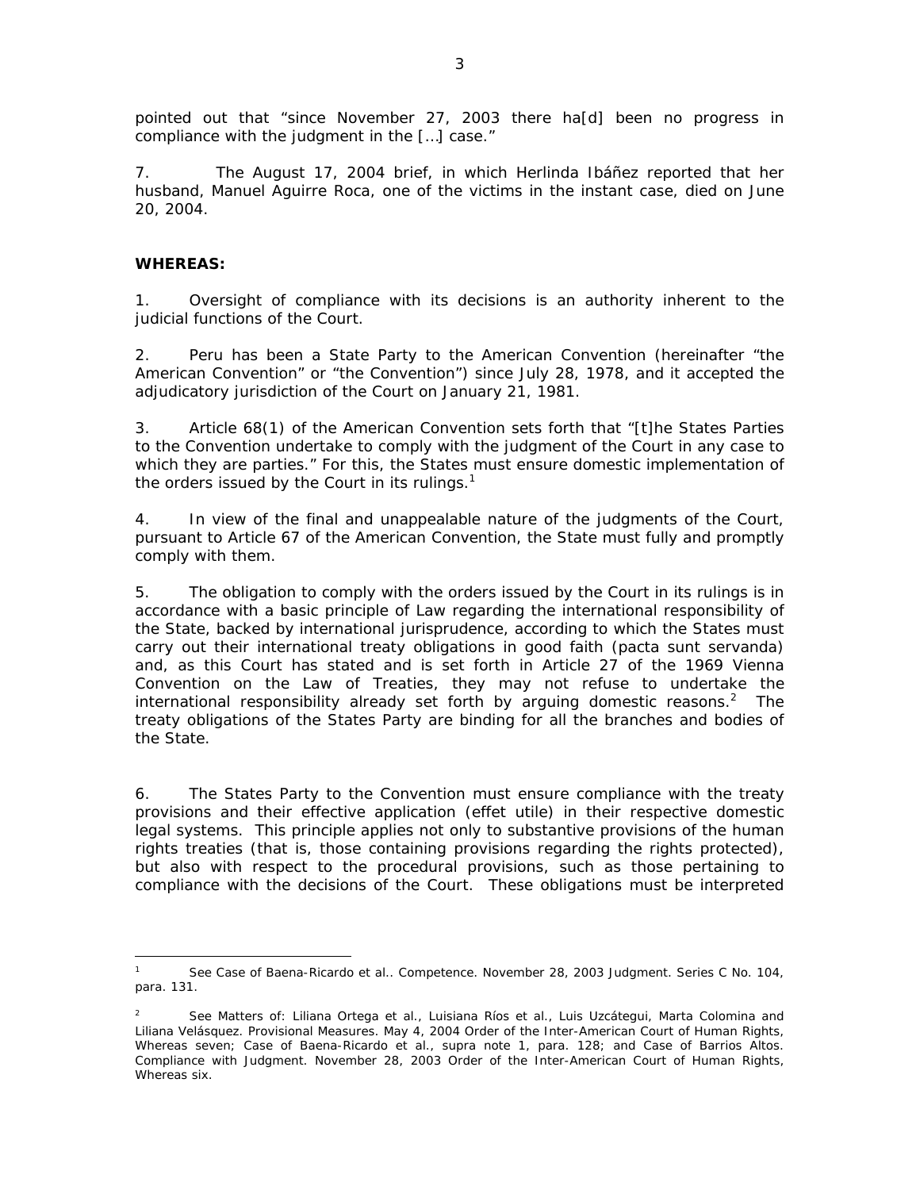pointed out that "since November 27, 2003 there ha[d] been no progress in compliance with the judgment in the […] case."

7. The August 17, 2004 brief, in which Herlinda Ibáñez reported that her husband, Manuel Aguirre Roca, one of the victims in the instant case, died on June 20, 2004.

**WHEREAS:**

1. Oversight of compliance with its decisions is an authority inherent to the judicial functions of the Court.

2. Peru has been a State Party to the American Convention (hereinafter "the American Convention" or "the Convention") since July 28, 1978, and it accepted the adjudicatory jurisdiction of the Court on January 21, 1981.

3. Article 68(1) of the American Convention sets forth that "[t]he States Parties to the Convention undertake to comply with the judgment of the Court in any case to which they are parties." For this, the States must ensure domestic implementation of the orders issued by the Court in its rulings.[1]

4. In view of the final and unappealable nature of the judgments of the Court, pursuant to Article 67 of the American Convention, the State must fully and promptly comply with them.

5. The obligation to comply with the orders issued by the Court in its rulings is in accordance with a basic principle of Law regarding the international responsibility of the State, backed by international jurisprudence, according to which the States must carry out their international treaty obligations in good faith (*pacta sunt servanda*) and, as this Court has stated and is set forth in Article 27 of the 1969 Vienna Convention on the Law of Treaties, they may not refuse to undertake the international responsibility already set forth by arguing domestic reasons.[2] The treaty obligations of the States Party are binding for all the branches and bodies of the State.

6. The States Party to the Convention must ensure compliance with the treaty provisions and their effective application (*effet utile*) in their respective domestic legal systems. This principle applies not only to substantive provisions of the human rights treaties (that is, those containing provisions regarding the rights protected), but also with respect to the procedural provisions, such as those pertaining to compliance with the decisions of the Court. These obligations must be interpreted

---

[1] *See Case of Baena-Ricardo et al.. Competence.* November 28, 2003 Judgment. Series C No. 104, para. 131.

[2] *See Matters of: Liliana Ortega et al., Luisiana Ríos et al., Luis Uzcátegui, Marta Colomina and Liliana Velásquez. Provisional Measures.* May 4, 2004 Order of the Inter-American Court of Human Rights, Whereas seven; *Case of Baena-Ricardo et al., supra* note 1, para. 128; and *Case of Barrios Altos. Compliance with Judgment.* November 28, 2003 Order of the Inter-American Court of Human Rights, Whereas six.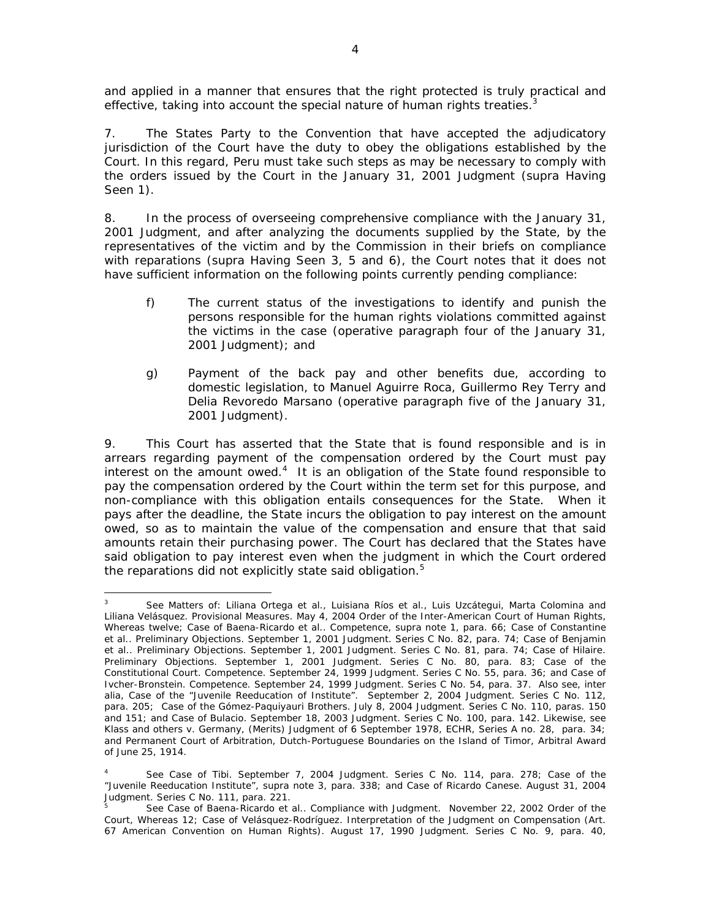and applied in a manner that ensures that the right protected is truly practical and effective, taking into account the special nature of human rights treaties.[3]

7. The States Party to the Convention that have accepted the adjudicatory jurisdiction of the Court have the duty to obey the obligations established by the Court. In this regard, Peru must take such steps as may be necessary to comply with the orders issued by the Court in the January 31, 2001 Judgment (*supra* Having Seen 1).

8. In the process of overseeing comprehensive compliance with the January 31, 2001 Judgment, and after analyzing the documents supplied by the State, by the representatives of the victim and by the Commission in their briefs on compliance with reparations (*supra* Having Seen 3, 5 and 6), the Court notes that it does not have sufficient information on the following points currently pending compliance:

> f) The current status of the investigations to identify and punish the persons responsible for the human rights violations committed against the victims in the case (operative paragraph four of the January 31, 2001 Judgment); and
>
> g) Payment of the back pay and other benefits due, according to domestic legislation, to Manuel Aguirre Roca, Guillermo Rey Terry and Delia Revoredo Marsano (operative paragraph five of the January 31, 2001 Judgment).

9. This Court has asserted that the State that is found responsible and is in arrears regarding payment of the compensation ordered by the Court must pay interest on the amount owed.[4] It is an obligation of the State found responsible to pay the compensation ordered by the Court within the term set for this purpose, and non-compliance with this obligation entails consequences for the State. When it pays after the deadline, the State incurs the obligation to pay interest on the amount owed, so as to maintain the value of the compensation and ensure that that said amounts retain their purchasing power. The Court has declared that the States have said obligation to pay interest even when the judgment in which the Court ordered the reparations did not explicitly state said obligation.[5]

---

[3] See *Matters of: Liliana Ortega et al., Luisiana Ríos et al., Luis Uzcátegui, Marta Colomina and Liliana Velásquez*. Provisional Measures. May 4, 2004 Order of the Inter-American Court of Human Rights, Whereas twelve; *Case of Baena-Ricardo et al.. Competence*, *supra* note 1, para. 66; *Case of Constantine et al.. Preliminary Objections*. September 1, 2001 Judgment. Series C No. 82, para. 74; *Case of Benjamin et al.. Preliminary Objections*. September 1, 2001 Judgment. Series C No. 81, para. 74; *Case of Hilaire. Preliminary Objections*. September 1, 2001 Judgment. Series C No. 80, para. 83; *Case of the Constitutional Court. Competence*. September 24, 1999 Judgment. Series C No. 55, para. 36; and *Case of Ivcher-Bronstein. Competence*. September 24, 1999 Judgment. Series C No. 54, para. 37. Also see, *inter alia*, *Case of the "Juvenile Reeducation of Institute"*. September 2, 2004 Judgment. Series C No. 112, para. 205; *Case of the Gómez-Paquiyauri Brothers*. July 8, 2004 Judgment. Series C No. 110, paras. 150 and 151; and *Case of Bulacio*. September 18, 2003 Judgment. Series C No. 100, para. 142. Likewise, see *Klass and others v. Germany*, (Merits) Judgment of 6 September 1978, ECHR, Series A no. 28, para. 34; and Permanent Court of Arbitration, *Dutch-Portuguese Boundaries on the Island of Timor*, Arbitral Award of June 25, 1914.

[4] See *Case of Tibi*. September 7, 2004 Judgment. Series C No. 114, para. 278; *Case of the "Juvenile Reeducation Institute"*, *supra* note 3, para. 338; and *Case of Ricardo Canese*. August 31, 2004 Judgment. Series C No. 111, para. 221.

[5] See *Case of Baena-Ricardo et al.. Compliance with Judgment*. November 22, 2002 Order of the Court, Whereas 12; *Case of Velásquez-Rodríguez. Interpretation of the Judgment on Compensation (Art. 67 American Convention on Human Rights)*. August 17, 1990 Judgment. Series C No. 9, para. 40,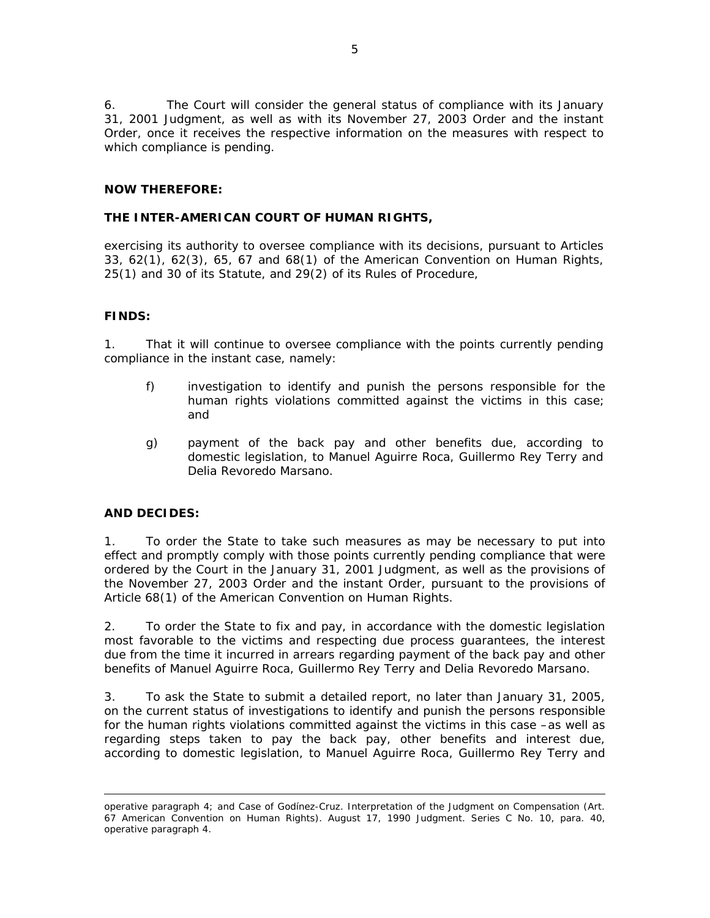6. The Court will consider the general status of compliance with its January 31, 2001 Judgment, as well as with its November 27, 2003 Order and the instant Order, once it receives the respective information on the measures with respect to which compliance is pending.

**NOW THEREFORE:**

**THE INTER-AMERICAN COURT OF HUMAN RIGHTS,**

exercising its authority to oversee compliance with its decisions, pursuant to Articles 33, 62(1), 62(3), 65, 67 and 68(1) of the American Convention on Human Rights, 25(1) and 30 of its Statute, and 29(2) of its Rules of Procedure,

**FINDS:**

1. That it will continue to oversee compliance with the points currently pending compliance in the instant case, namely:

   f) investigation to identify and punish the persons responsible for the human rights violations committed against the victims in this case; and

   g) payment of the back pay and other benefits due, according to domestic legislation, to Manuel Aguirre Roca, Guillermo Rey Terry and Delia Revoredo Marsano.

**AND DECIDES:**

1. To order the State to take such measures as may be necessary to put into effect and promptly comply with those points currently pending compliance that were ordered by the Court in the January 31, 2001 Judgment, as well as the provisions of the November 27, 2003 Order and the instant Order, pursuant to the provisions of Article 68(1) of the American Convention on Human Rights.

2. To order the State to fix and pay, in accordance with the domestic legislation most favorable to the victims and respecting due process guarantees, the interest due from the time it incurred in arrears regarding payment of the back pay and other benefits of Manuel Aguirre Roca, Guillermo Rey Terry and Delia Revoredo Marsano.

3. To ask the State to submit a detailed report, no later than January 31, 2005, on the current status of investigations to identify and punish the persons responsible for the human rights violations committed against the victims in this case –as well as regarding steps taken to pay the back pay, other benefits and interest due, according to domestic legislation, to Manuel Aguirre Roca, Guillermo Rey Terry and

---

operative paragraph 4; and Case of Godínez-Cruz. Interpretation of the Judgment on Compensation (Art. 67 American Convention on Human Rights). August 17, 1990 Judgment. Series C No. 10, para. 40, operative paragraph 4.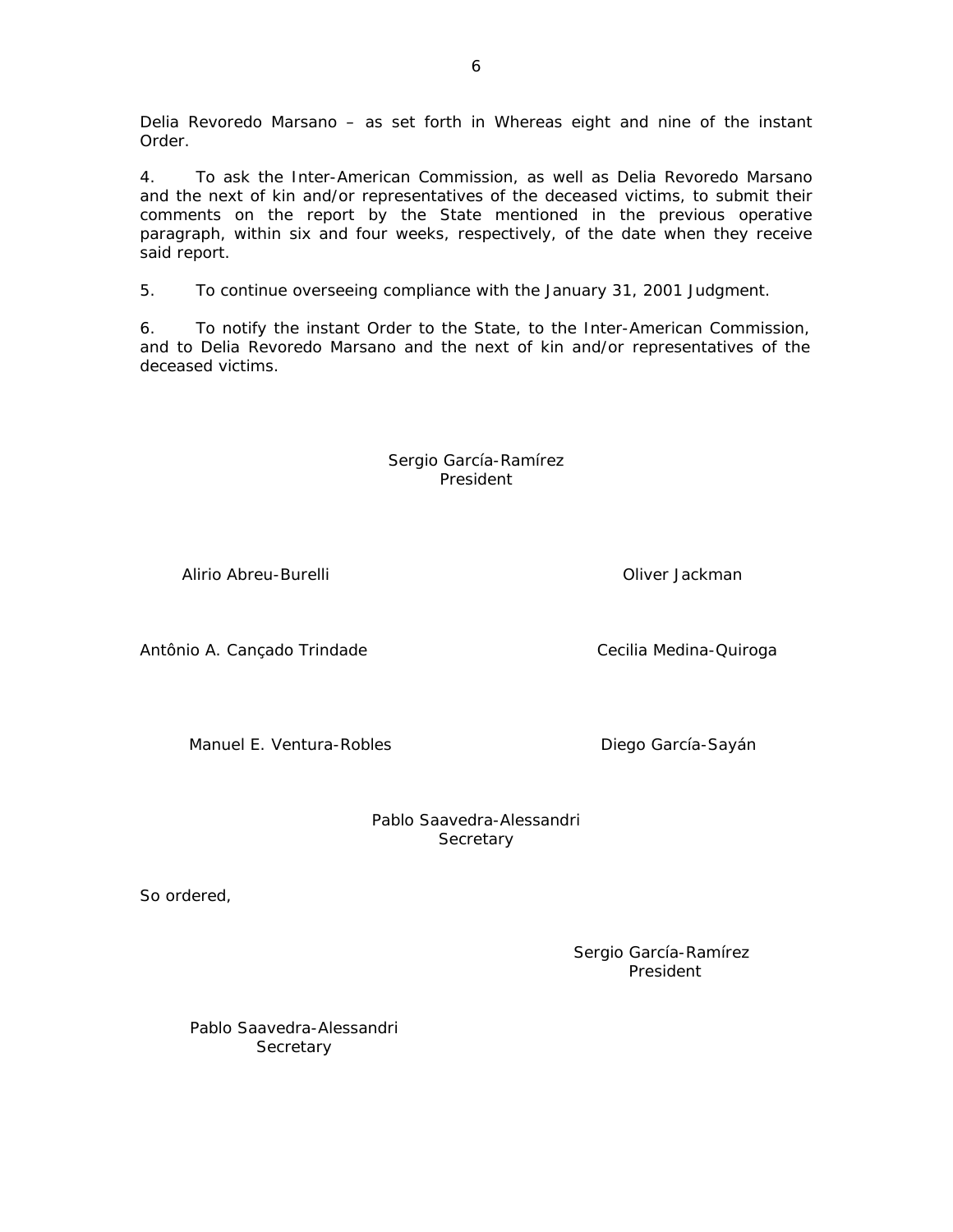Delia Revoredo Marsano – as set forth in Whereas eight and nine of the instant Order.

4. To ask the Inter-American Commission, as well as Delia Revoredo Marsano and the next of kin and/or representatives of the deceased victims, to submit their comments on the report by the State mentioned in the previous operative paragraph, within six and four weeks, respectively, of the date when they receive said report.

5. To continue overseeing compliance with the January 31, 2001 Judgment.

6. To notify the instant Order to the State, to the Inter-American Commission, and to Delia Revoredo Marsano and the next of kin and/or representatives of the deceased victims.

Sergio García-Ramírez
President

Alirio Abreu-Burelli

Oliver Jackman

Antônio A. Cançado Trindade

Cecilia Medina-Quiroga

Manuel E. Ventura-Robles

Diego García-Sayán

Pablo Saavedra-Alessandri
Secretary

So ordered,

Sergio García-Ramírez
President

Pablo Saavedra-Alessandri
Secretary